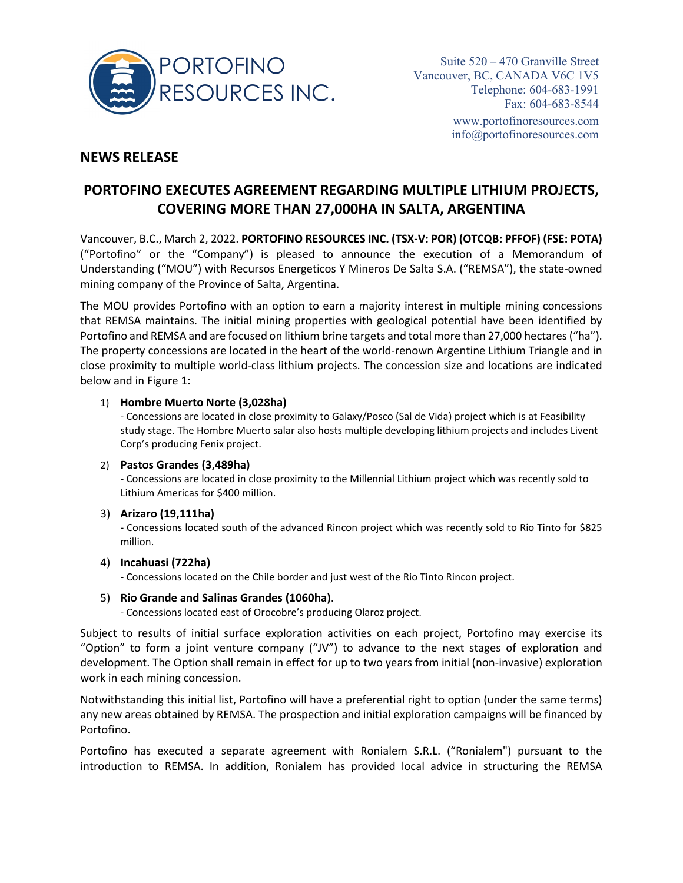Suite 520 – 470 Granville Street
Vancouver, BC, CANADA V6C 1V5
Telephone: 604-683-1991
Fax: 604-683-8544
www.portofinoresources.com
info@portofinoresources.com

## NEWS RELEASE

# PORTOFINO EXECUTES AGREEMENT REGARDING MULTIPLE LITHIUM PROJECTS, COVERING MORE THAN 27,000HA IN SALTA, ARGENTINA

Vancouver, B.C., March 2, 2022. **PORTOFINO RESOURCES INC. (TSX-V: POR) (OTCQB: PFFOF) (FSE: POTA)** ("Portofino" or the "Company") is pleased to announce the execution of a Memorandum of Understanding ("MOU") with Recursos Energeticos Y Mineros De Salta S.A. ("REMSA"), the state-owned mining company of the Province of Salta, Argentina.

The MOU provides Portofino with an option to earn a majority interest in multiple mining concessions that REMSA maintains. The initial mining properties with geological potential have been identified by Portofino and REMSA and are focused on lithium brine targets and total more than 27,000 hectares ("ha"). The property concessions are located in the heart of the world-renown Argentine Lithium Triangle and in close proximity to multiple world-class lithium projects. The concession size and locations are indicated below and in Figure 1:

1) **Hombre Muerto Norte (3,028ha)**
   - Concessions are located in close proximity to Galaxy/Posco (Sal de Vida) project which is at Feasibility study stage. The Hombre Muerto salar also hosts multiple developing lithium projects and includes Livent Corp's producing Fenix project.
2) **Pastos Grandes (3,489ha)**
   - Concessions are located in close proximity to the Millennial Lithium project which was recently sold to Lithium Americas for $400 million.
3) **Arizaro (19,111ha)**
   - Concessions located south of the advanced Rincon project which was recently sold to Rio Tinto for $825 million.
4) **Incahuasi (722ha)**
   - Concessions located on the Chile border and just west of the Rio Tinto Rincon project.
5) **Rio Grande and Salinas Grandes (1060ha)**.
   - Concessions located east of Orocobre's producing Olaroz project.

Subject to results of initial surface exploration activities on each project, Portofino may exercise its "Option" to form a joint venture company ("JV") to advance to the next stages of exploration and development. The Option shall remain in effect for up to two years from initial (non-invasive) exploration work in each mining concession.

Notwithstanding this initial list, Portofino will have a preferential right to option (under the same terms) any new areas obtained by REMSA. The prospection and initial exploration campaigns will be financed by Portofino.

Portofino has executed a separate agreement with Ronialem S.R.L. ("Ronialem") pursuant to the introduction to REMSA. In addition, Ronialem has provided local advice in structuring the REMSA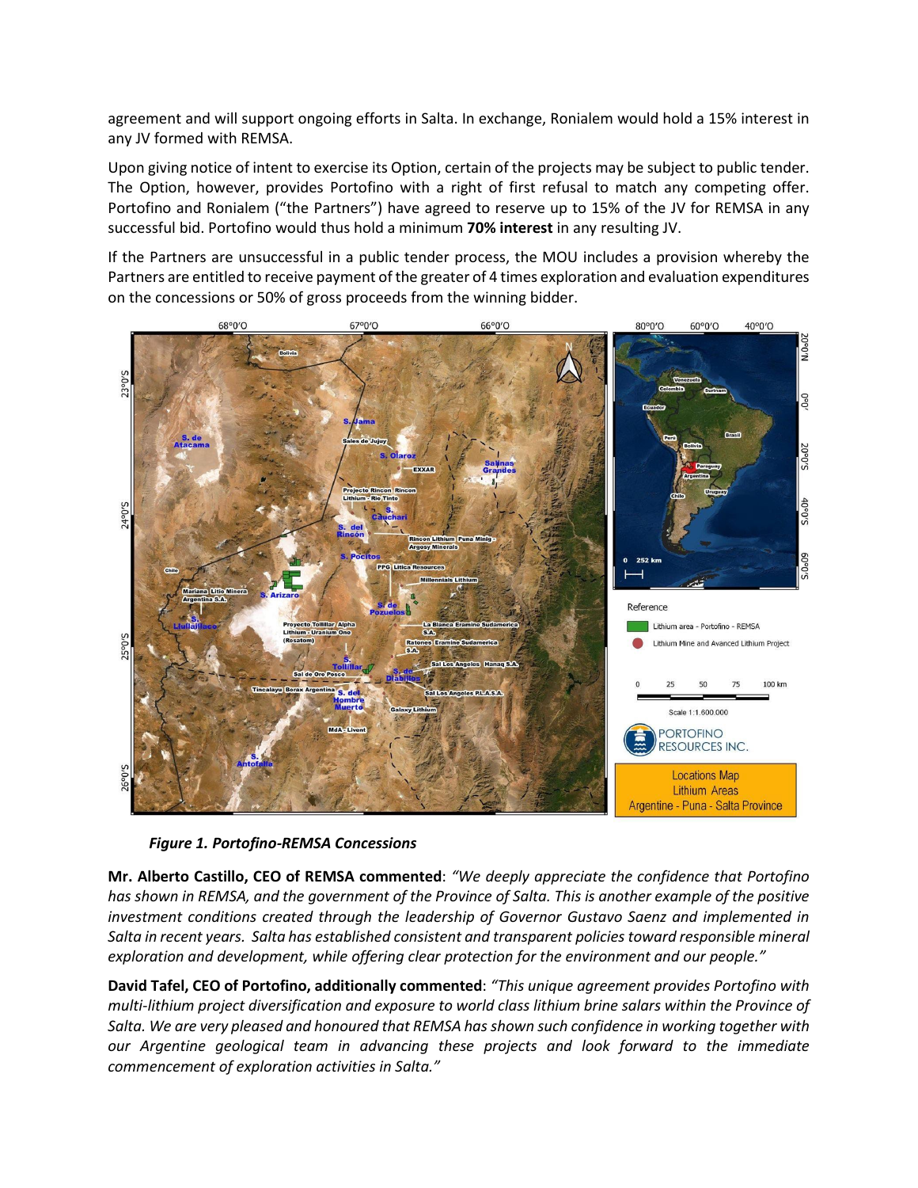agreement and will support ongoing efforts in Salta. In exchange, Ronialem would hold a 15% interest in any JV formed with REMSA.

Upon giving notice of intent to exercise its Option, certain of the projects may be subject to public tender. The Option, however, provides Portofino with a right of first refusal to match any competing offer. Portofino and Ronialem ("the Partners") have agreed to reserve up to 15% of the JV for REMSA in any successful bid. Portofino would thus hold a minimum **70% interest** in any resulting JV.

If the Partners are unsuccessful in a public tender process, the MOU includes a provision whereby the Partners are entitled to receive payment of the greater of 4 times exploration and evaluation expenditures on the concessions or 50% of gross proceeds from the winning bidder.

***Figure 1. Portofino-REMSA Concessions***

**Mr. Alberto Castillo, CEO of REMSA commented**: *"We deeply appreciate the confidence that Portofino has shown in REMSA, and the government of the Province of Salta. This is another example of the positive investment conditions created through the leadership of Governor Gustavo Saenz and implemented in Salta in recent years. Salta has established consistent and transparent policies toward responsible mineral exploration and development, while offering clear protection for the environment and our people."*

**David Tafel, CEO of Portofino, additionally commented**: *"This unique agreement provides Portofino with multi-lithium project diversification and exposure to world class lithium brine salars within the Province of Salta. We are very pleased and honoured that REMSA has shown such confidence in working together with our Argentine geological team in advancing these projects and look forward to the immediate commencement of exploration activities in Salta."*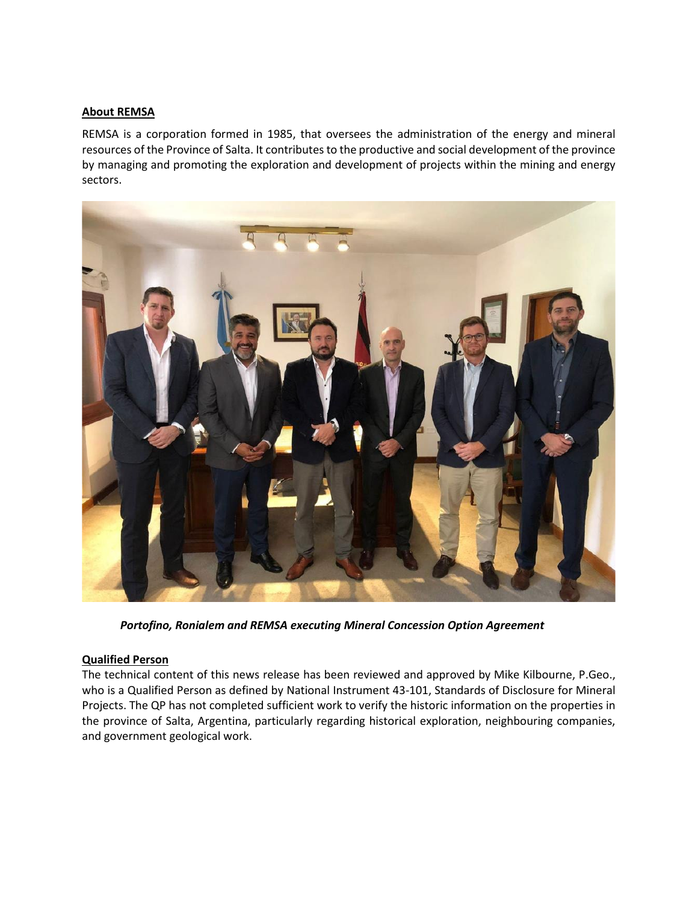## About REMSA

REMSA is a corporation formed in 1985, that oversees the administration of the energy and mineral resources of the Province of Salta. It contributes to the productive and social development of the province by managing and promoting the exploration and development of projects within the mining and energy sectors.

***Portofino, Ronialem and REMSA executing Mineral Concession Option Agreement***

## Qualified Person

The technical content of this news release has been reviewed and approved by Mike Kilbourne, P.Geo., who is a Qualified Person as defined by National Instrument 43-101, Standards of Disclosure for Mineral Projects. The QP has not completed sufficient work to verify the historic information on the properties in the province of Salta, Argentina, particularly regarding historical exploration, neighbouring companies, and government geological work.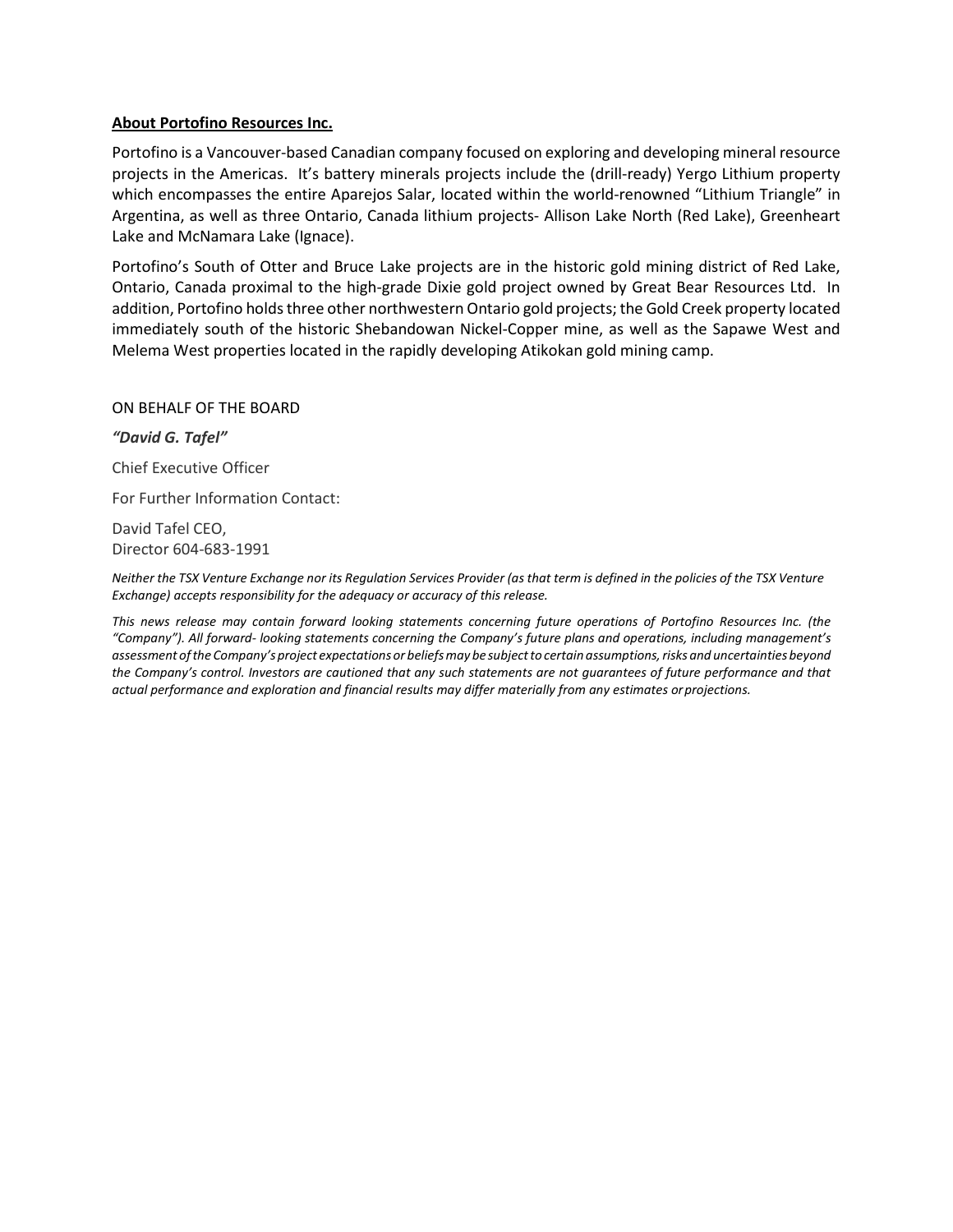**About Portofino Resources Inc.**

Portofino is a Vancouver-based Canadian company focused on exploring and developing mineral resource projects in the Americas. It's battery minerals projects include the (drill-ready) Yergo Lithium property which encompasses the entire Aparejos Salar, located within the world-renowned "Lithium Triangle" in Argentina, as well as three Ontario, Canada lithium projects- Allison Lake North (Red Lake), Greenheart Lake and McNamara Lake (Ignace).

Portofino's South of Otter and Bruce Lake projects are in the historic gold mining district of Red Lake, Ontario, Canada proximal to the high-grade Dixie gold project owned by Great Bear Resources Ltd. In addition, Portofino holds three other northwestern Ontario gold projects; the Gold Creek property located immediately south of the historic Shebandowan Nickel-Copper mine, as well as the Sapawe West and Melema West properties located in the rapidly developing Atikokan gold mining camp.

ON BEHALF OF THE BOARD

***"David G. Tafel"***

Chief Executive Officer

For Further Information Contact:

David Tafel CEO,
Director 604-683-1991

*Neither the TSX Venture Exchange nor its Regulation Services Provider (as that term is defined in the policies of the TSX Venture Exchange) accepts responsibility for the adequacy or accuracy of this release.*

*This news release may contain forward looking statements concerning future operations of Portofino Resources Inc. (the "Company"). All forward- looking statements concerning the Company's future plans and operations, including management's assessment of the Company's project expectations or beliefs may be subject to certain assumptions, risks and uncertainties beyond the Company's control. Investors are cautioned that any such statements are not guarantees of future performance and that actual performance and exploration and financial results may differ materially from any estimates or projections.*